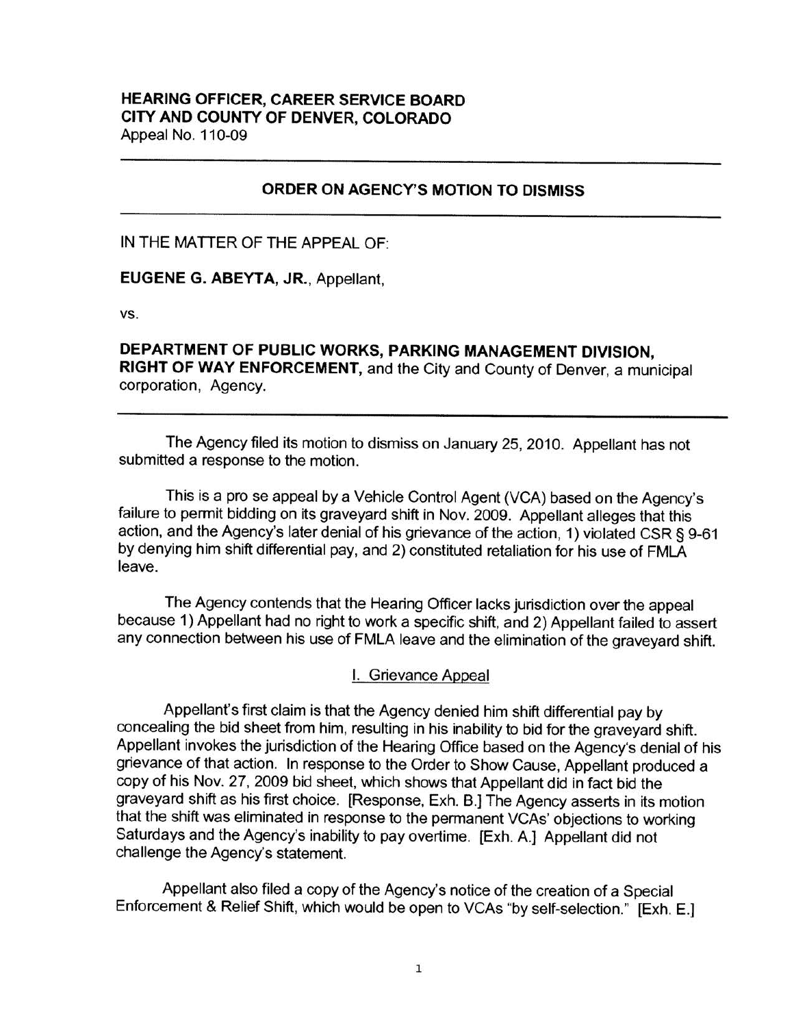**HEARING OFFICER, CAREER SERVICE BOARD**
**CITY AND COUNTY OF DENVER, COLORADO**
Appeal No. 110-09

---

**ORDER ON AGENCY'S MOTION TO DISMISS**

---

IN THE MATTER OF THE APPEAL OF:

**EUGENE G. ABEYTA, JR.**, Appellant,

vs.

**DEPARTMENT OF PUBLIC WORKS, PARKING MANAGEMENT DIVISION, RIGHT OF WAY ENFORCEMENT**, and the City and County of Denver, a municipal corporation, Agency.

---

The Agency filed its motion to dismiss on January 25, 2010. Appellant has not submitted a response to the motion.

This is a pro se appeal by a Vehicle Control Agent (VCA) based on the Agency's failure to permit bidding on its graveyard shift in Nov. 2009. Appellant alleges that this action, and the Agency's later denial of his grievance of the action, 1) violated CSR § 9-61 by denying him shift differential pay, and 2) constituted retaliation for his use of FMLA leave.

The Agency contends that the Hearing Officer lacks jurisdiction over the appeal because 1) Appellant had no right to work a specific shift, and 2) Appellant failed to assert any connection between his use of FMLA leave and the elimination of the graveyard shift.

## I. Grievance Appeal

Appellant's first claim is that the Agency denied him shift differential pay by concealing the bid sheet from him, resulting in his inability to bid for the graveyard shift. Appellant invokes the jurisdiction of the Hearing Office based on the Agency's denial of his grievance of that action. In response to the Order to Show Cause, Appellant produced a copy of his Nov. 27, 2009 bid sheet, which shows that Appellant did in fact bid the graveyard shift as his first choice. [Response, Exh. B.] The Agency asserts in its motion that the shift was eliminated in response to the permanent VCAs' objections to working Saturdays and the Agency's inability to pay overtime. [Exh. A.] Appellant did not challenge the Agency's statement.

Appellant also filed a copy of the Agency's notice of the creation of a Special Enforcement & Relief Shift, which would be open to VCAs "by self-selection." [Exh. E.]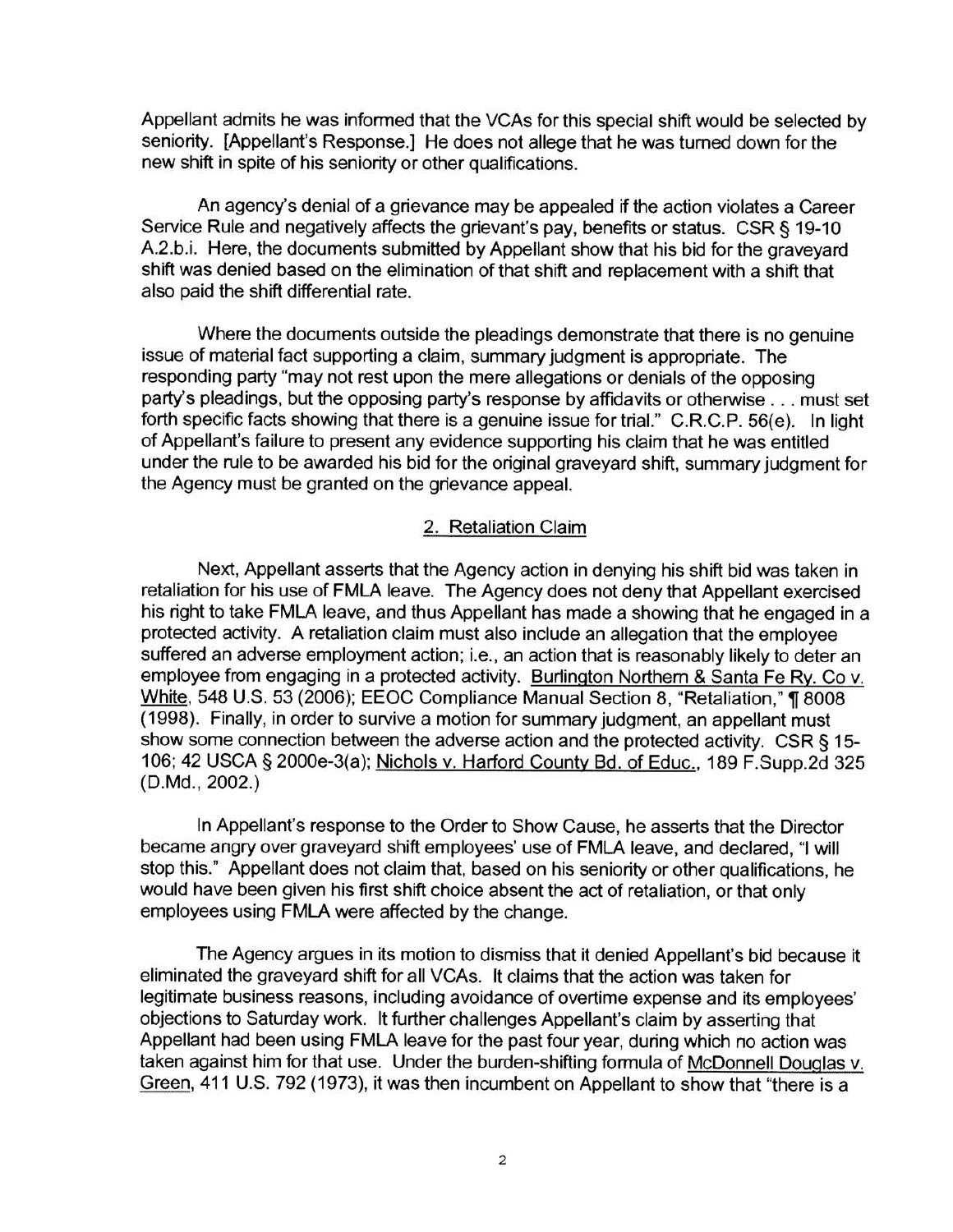Appellant admits he was informed that the VCAs for this special shift would be selected by seniority. [Appellant's Response.] He does not allege that he was turned down for the new shift in spite of his seniority or other qualifications.

An agency's denial of a grievance may be appealed if the action violates a Career Service Rule and negatively affects the grievant's pay, benefits or status. CSR § 19-10 A.2.b.i. Here, the documents submitted by Appellant show that his bid for the graveyard shift was denied based on the elimination of that shift and replacement with a shift that also paid the shift differential rate.

Where the documents outside the pleadings demonstrate that there is no genuine issue of material fact supporting a claim, summary judgment is appropriate. The responding party "may not rest upon the mere allegations or denials of the opposing party's pleadings, but the opposing party's response by affidavits or otherwise . . . must set forth specific facts showing that there is a genuine issue for trial." C.R.C.P. 56(e). In light of Appellant's failure to present any evidence supporting his claim that he was entitled under the rule to be awarded his bid for the original graveyard shift, summary judgment for the Agency must be granted on the grievance appeal.

## 2. Retaliation Claim

Next, Appellant asserts that the Agency action in denying his shift bid was taken in retaliation for his use of FMLA leave. The Agency does not deny that Appellant exercised his right to take FMLA leave, and thus Appellant has made a showing that he engaged in a protected activity. A retaliation claim must also include an allegation that the employee suffered an adverse employment action; i.e., an action that is reasonably likely to deter an employee from engaging in a protected activity. Burlington Northern & Santa Fe Ry. Co v. White, 548 U.S. 53 (2006); EEOC Compliance Manual Section 8, "Retaliation," ¶ 8008 (1998). Finally, in order to survive a motion for summary judgment, an appellant must show some connection between the adverse action and the protected activity. CSR § 15-106; 42 USCA § 2000e-3(a); Nichols v. Harford County Bd. of Educ., 189 F.Supp.2d 325 (D.Md., 2002.)

In Appellant's response to the Order to Show Cause, he asserts that the Director became angry over graveyard shift employees' use of FMLA leave, and declared, "I will stop this." Appellant does not claim that, based on his seniority or other qualifications, he would have been given his first shift choice absent the act of retaliation, or that only employees using FMLA were affected by the change.

The Agency argues in its motion to dismiss that it denied Appellant's bid because it eliminated the graveyard shift for all VCAs. It claims that the action was taken for legitimate business reasons, including avoidance of overtime expense and its employees' objections to Saturday work. It further challenges Appellant's claim by asserting that Appellant had been using FMLA leave for the past four year, during which no action was taken against him for that use. Under the burden-shifting formula of McDonnell Douglas v. Green, 411 U.S. 792 (1973), it was then incumbent on Appellant to show that "there is a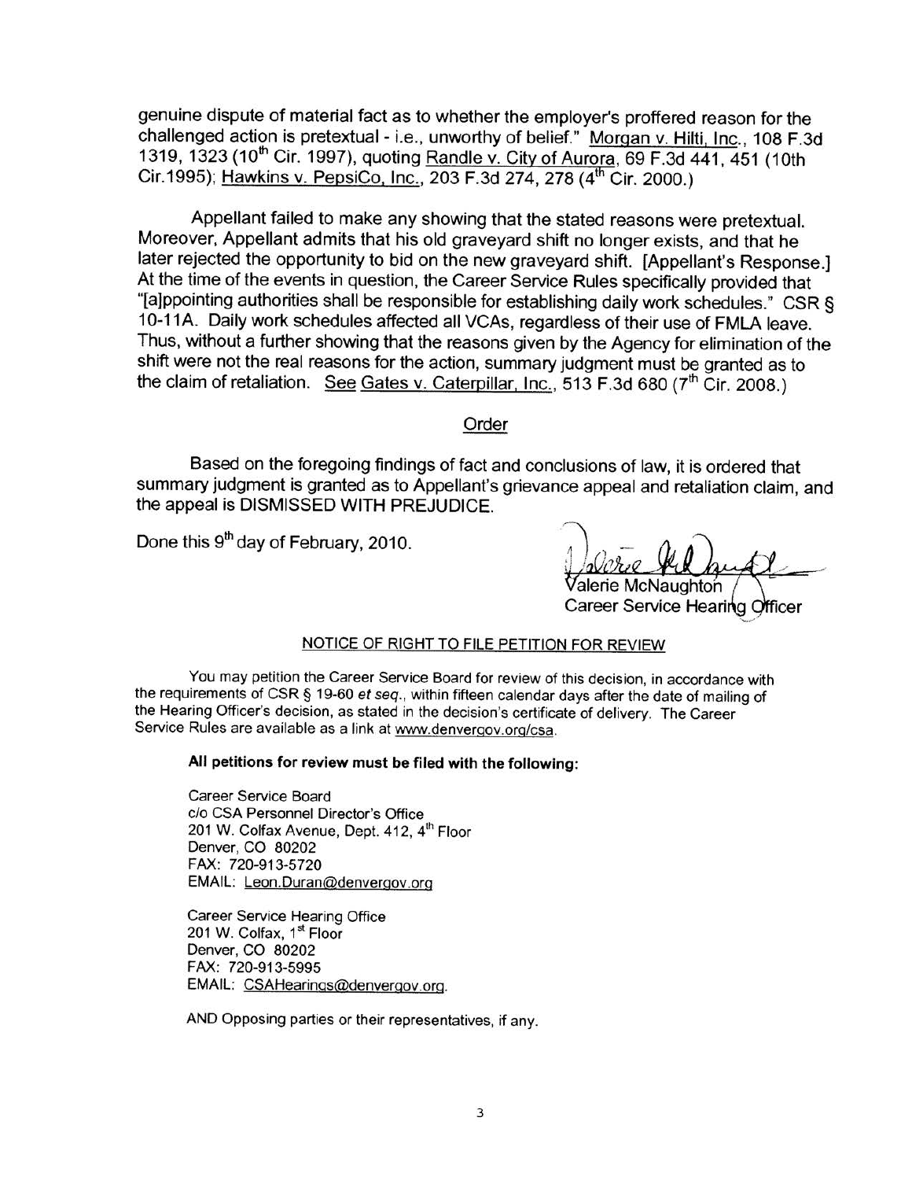genuine dispute of material fact as to whether the employer's proffered reason for the challenged action is pretextual - i.e., unworthy of belief." Morgan v. Hilti, Inc., 108 F.3d 1319, 1323 (10th Cir. 1997), quoting Randle v. City of Aurora, 69 F.3d 441, 451 (10th Cir.1995); Hawkins v. PepsiCo, Inc., 203 F.3d 274, 278 (4th Cir. 2000.)

Appellant failed to make any showing that the stated reasons were pretextual. Moreover, Appellant admits that his old graveyard shift no longer exists, and that he later rejected the opportunity to bid on the new graveyard shift. [Appellant's Response.] At the time of the events in question, the Career Service Rules specifically provided that "[a]ppointing authorities shall be responsible for establishing daily work schedules." CSR § 10-11A. Daily work schedules affected all VCAs, regardless of their use of FMLA leave. Thus, without a further showing that the reasons given by the Agency for elimination of the shift were not the real reasons for the action, summary judgment must be granted as to the claim of retaliation. See Gates v. Caterpillar, Inc., 513 F.3d 680 (7th Cir. 2008.)

## Order

Based on the foregoing findings of fact and conclusions of law, it is ordered that summary judgment is granted as to Appellant's grievance appeal and retaliation claim, and the appeal is DISMISSED WITH PREJUDICE.

Done this 9th day of February, 2010.

Valerie McNaughton
Career Service Hearing Officer

### NOTICE OF RIGHT TO FILE PETITION FOR REVIEW

You may petition the Career Service Board for review of this decision, in accordance with the requirements of CSR § 19-60 *et seq.*, within fifteen calendar days after the date of mailing of the Hearing Officer's decision, as stated in the decision's certificate of delivery. The Career Service Rules are available as a link at www.denvergov.org/csa.

**All petitions for review must be filed with the following:**

Career Service Board
c/o CSA Personnel Director's Office
201 W. Colfax Avenue, Dept. 412, 4th Floor
Denver, CO 80202
FAX: 720-913-5720
EMAIL: Leon.Duran@denvergov.org

Career Service Hearing Office
201 W. Colfax, 1st Floor
Denver, CO 80202
FAX: 720-913-5995
EMAIL: CSAHearings@denvergov.org.

AND Opposing parties or their representatives, if any.